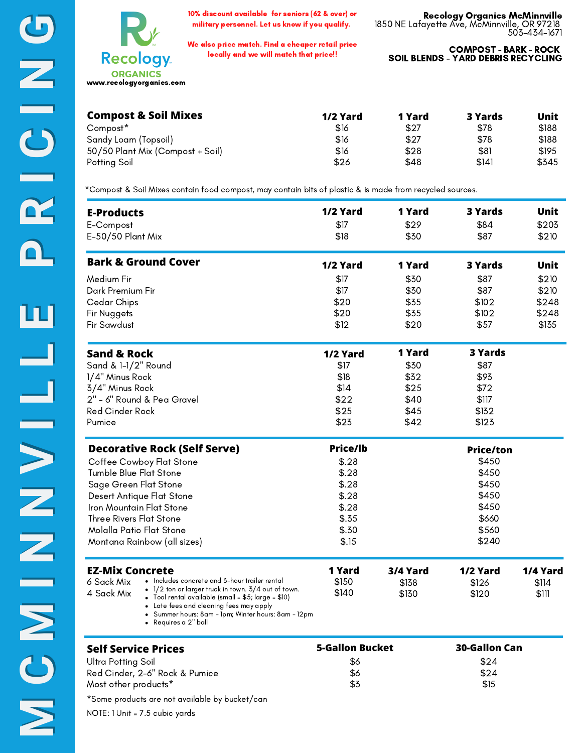# MCMINNVILLE PRICING

**Recology ORGANICS**
www.recologyorganics.com

**10% discount available for seniors (62 & over) or military personnel. Let us know if you qualify.**

**We also price match. Find a cheaper retail price locally and we will match that price!!**

**Recology Organics McMinnville**
1850 NE Lafayette Ave, McMinnville, OR 97218
503-434-1671

**COMPOST - BARK - ROCK**
**SOIL BLENDS - YARD DEBRIS RECYCLING**

| **Compost & Soil Mixes** | **1/2 Yard** | **1 Yard** | **3 Yards** | **Unit** |
|---|---|---|---|---|
| Compost* | $16 | $27 | $78 | $188 |
| Sandy Loam (Topsoil) | $16 | $27 | $78 | $188 |
| 50/50 Plant Mix (Compost + Soil) | $16 | $28 | $81 | $195 |
| Potting Soil | $26 | $48 | $141 | $345 |

*Compost & Soil Mixes contain food compost, may contain bits of plastic & is made from recycled sources.

| **E-Products** | **1/2 Yard** | **1 Yard** | **3 Yards** | **Unit** |
|---|---|---|---|---|
| E-Compost | $17 | $29 | $84 | $203 |
| E-50/50 Plant Mix | $18 | $30 | $87 | $210 |

| **Bark & Ground Cover** | **1/2 Yard** | **1 Yard** | **3 Yards** | **Unit** |
|---|---|---|---|---|
| Medium Fir | $17 | $30 | $87 | $210 |
| Dark Premium Fir | $17 | $30 | $87 | $210 |
| Cedar Chips | $20 | $35 | $102 | $248 |
| Fir Nuggets | $20 | $35 | $102 | $248 |
| Fir Sawdust | $12 | $20 | $57 | $135 |

| **Sand & Rock** | **1/2 Yard** | **1 Yard** | **3 Yards** |
|---|---|---|---|
| Sand & 1-1/2" Round | $17 | $30 | $87 |
| 1/4" Minus Rock | $18 | $32 | $93 |
| 3/4" Minus Rock | $14 | $25 | $72 |
| 2" - 6" Round & Pea Gravel | $22 | $40 | $117 |
| Red Cinder Rock | $25 | $45 | $132 |
| Pumice | $23 | $42 | $123 |

| **Decorative Rock (Self Serve)** | **Price/lb** | **Price/ton** |
|---|---|---|
| Coffee Cowboy Flat Stone | $.28 | $450 |
| Tumble Blue Flat Stone | $.28 | $450 |
| Sage Green Flat Stone | $.28 | $450 |
| Desert Antique Flat Stone | $.28 | $450 |
| Iron Mountain Flat Stone | $.28 | $450 |
| Three Rivers Flat Stone | $.35 | $660 |
| Molalla Patio Flat Stone | $.30 | $560 |
| Montana Rainbow (all sizes) | $.15 | $240 |

| **EZ-Mix Concrete** | **1 Yard** | **3/4 Yard** | **1/2 Yard** | **1/4 Yard** |
|---|---|---|---|---|
| 6 Sack Mix | $150 | $138 | $126 | $114 |
| 4 Sack Mix | $140 | $130 | $120 | $111 |

- Includes concrete and 3-hour trailer rental
- 1/2 ton or larger truck in town. 3/4 out of town.
- Tool rental available (small = $5; large = $10)
- Late fees and cleaning fees may apply
- Summer hours: 8am - 1pm; Winter hours: 8am - 12pm
- Requires a 2" ball

| **Self Service Prices** | **5-Gallon Bucket** | **30-Gallon Can** |
|---|---|---|
| Ultra Potting Soil | $6 | $24 |
| Red Cinder, 2-6" Rock & Pumice | $6 | $24 |
| Most other products* | $3 | $15 |

*Some products are not available by bucket/can

NOTE: 1 Unit = 7.5 cubic yards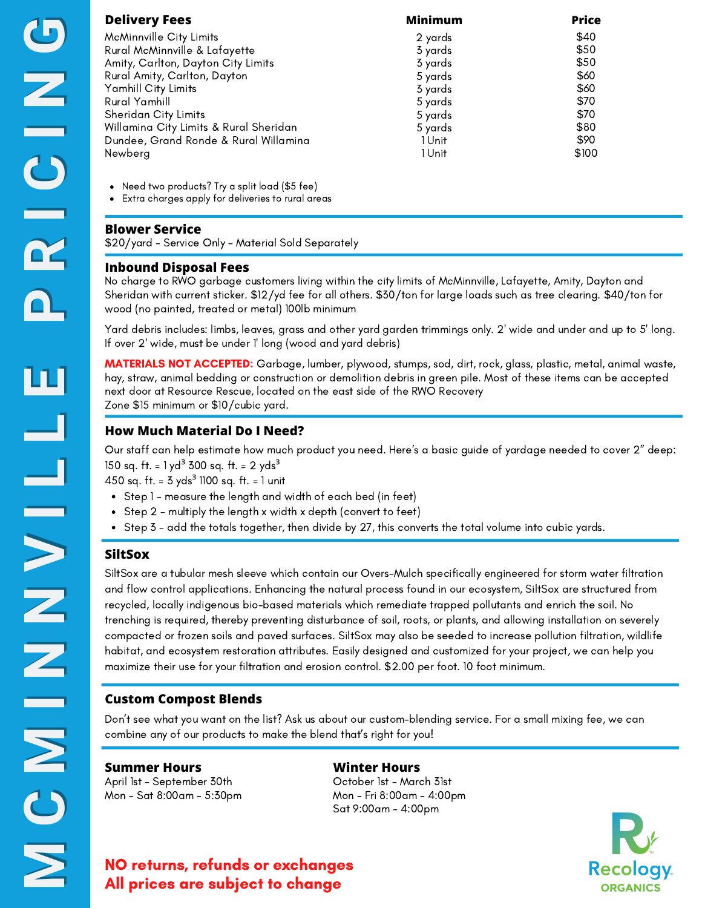# MCMINNVILLE PRICING

| Delivery Fees | Minimum | Price |
| --- | --- | --- |
| McMinnville City Limits | 2 yards | $40 |
| Rural McMinnville & Lafayette | 3 yards | $50 |
| Amity, Carlton, Dayton City Limits | 3 yards | $50 |
| Rural Amity, Carlton, Dayton | 5 yards | $60 |
| Yamhill City Limits | 3 yards | $60 |
| Rural Yamhill | 5 yards | $70 |
| Sheridan City Limits | 5 yards | $70 |
| Willamina City Limits & Rural Sheridan | 5 yards | $80 |
| Dundee, Grand Ronde & Rural Willamina | 1 Unit | $90 |
| Newberg | 1 Unit | $100 |

- Need two products? Try a split load ($5 fee)
- Extra charges apply for deliveries to rural areas

## Blower Service

$20/yard - Service Only - Material Sold Separately

## Inbound Disposal Fees

No charge to RWO garbage customers living within the city limits of McMinnville, Lafayette, Amity, Dayton and Sheridan with current sticker. $12/yd fee for all others. $30/ton for large loads such as tree clearing. $40/ton for wood (no painted, treated or metal) 100lb minimum

Yard debris includes: limbs, leaves, grass and other yard garden trimmings only. 2' wide and under and up to 5' long. If over 2' wide, must be under 1' long (wood and yard debris)

**MATERIALS NOT ACCEPTED:** Garbage, lumber, plywood, stumps, sod, dirt, rock, glass, plastic, metal, animal waste, hay, straw, animal bedding or construction or demolition debris in green pile. Most of these items can be accepted next door at Resource Rescue, located on the east side of the RWO Recovery Zone $15 minimum or $10/cubic yard.

## How Much Material Do I Need?

Our staff can help estimate how much product you need. Here's a basic guide of yardage needed to cover 2" deep:

150 sq. ft. = 1 $yd^3$ 300 sq. ft. = 2 $yds^3$

450 sq. ft. = 3 $yds^3$ 1100 sq. ft. = 1 unit

- Step 1 - measure the length and width of each bed (in feet)
- Step 2 - multiply the length x width x depth (convert to feet)
- Step 3 - add the totals together, then divide by 27, this converts the total volume into cubic yards.

## SiltSox

SiltSox are a tubular mesh sleeve which contain our Overs-Mulch specifically engineered for storm water filtration and flow control applications. Enhancing the natural process found in our ecosystem, SiltSox are structured from recycled, locally indigenous bio-based materials which remediate trapped pollutants and enrich the soil. No trenching is required, thereby preventing disturbance of soil, roots, or plants, and allowing installation on severely compacted or frozen soils and paved surfaces. SiltSox may also be seeded to increase pollution filtration, wildlife habitat, and ecosystem restoration attributes. Easily designed and customized for your project, we can help you maximize their use for your filtration and erosion control. $2.00 per foot. 10 foot minimum.

## Custom Compost Blends

Don't see what you want on the list? Ask us about our custom-blending service. For a small mixing fee, we can combine any of our products to make the blend that's right for you!

## Summer Hours

April 1st - September 30th
Mon - Sat 8:00am - 5:30pm

## Winter Hours

October 1st - March 31st
Mon - Fri 8:00am - 4:00pm
Sat 9:00am - 4:00pm

**NO returns, refunds or exchanges**
**All prices are subject to change**

Recology ORGANICS